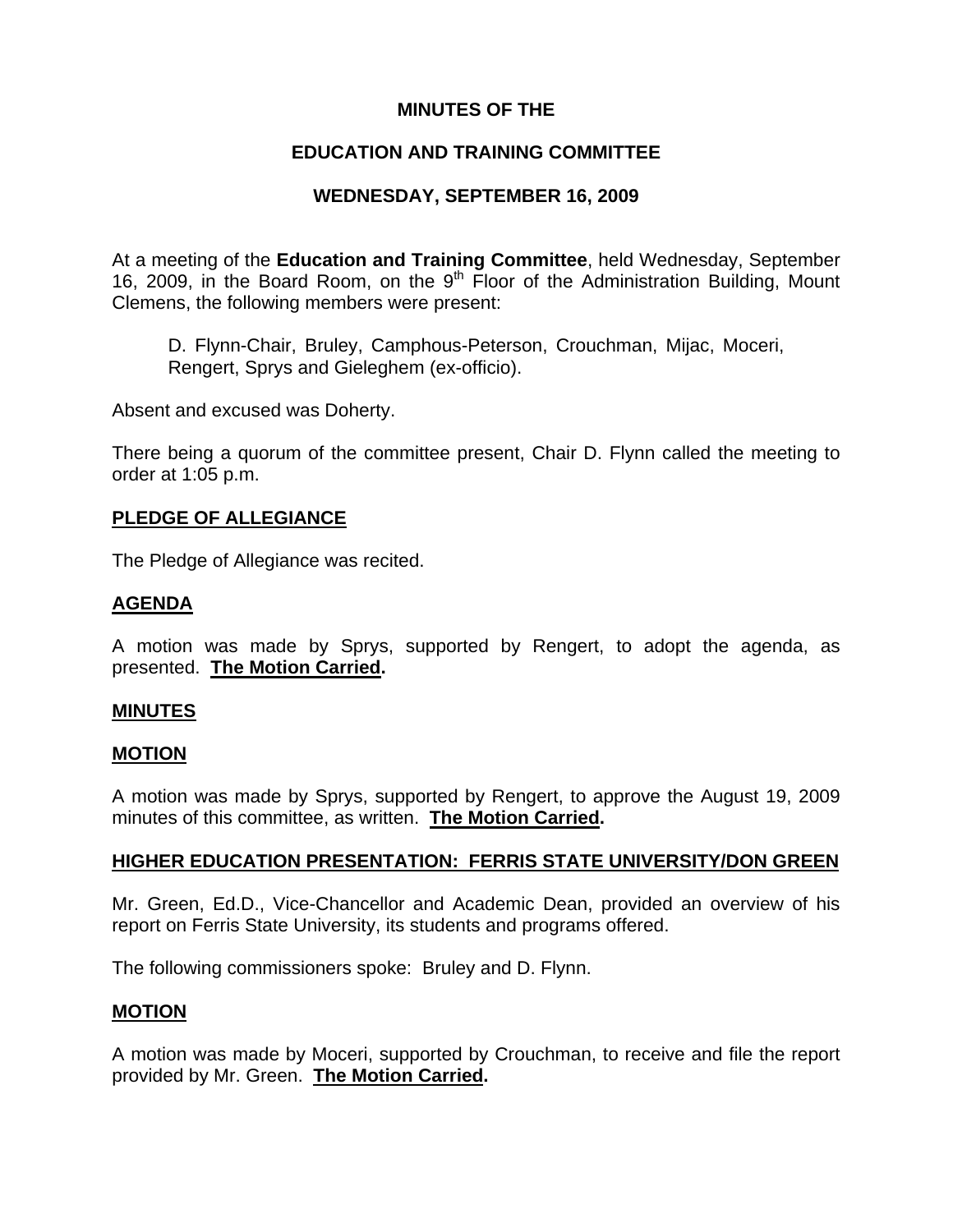# MINUTES OF THE

# EDUCATION AND TRAINING COMMITTEE

# WEDNESDAY, SEPTEMBER 16, 2009

At a meeting of the **Education and Training Committee**, held Wednesday, September 16, 2009, in the Board Room, on the 9th Floor of the Administration Building, Mount Clemens, the following members were present:

D. Flynn-Chair, Bruley, Camphous-Peterson, Crouchman, Mijac, Moceri, Rengert, Sprys and Gieleghem (ex-officio).

Absent and excused was Doherty.

There being a quorum of the committee present, Chair D. Flynn called the meeting to order at 1:05 p.m.

## PLEDGE OF ALLEGIANCE

The Pledge of Allegiance was recited.

## AGENDA

A motion was made by Sprys, supported by Rengert, to adopt the agenda, as presented. **The Motion Carried.**

## MINUTES

## MOTION

A motion was made by Sprys, supported by Rengert, to approve the August 19, 2009 minutes of this committee, as written. **The Motion Carried.**

## HIGHER EDUCATION PRESENTATION: FERRIS STATE UNIVERSITY/DON GREEN

Mr. Green, Ed.D., Vice-Chancellor and Academic Dean, provided an overview of his report on Ferris State University, its students and programs offered.

The following commissioners spoke: Bruley and D. Flynn.

## MOTION

A motion was made by Moceri, supported by Crouchman, to receive and file the report provided by Mr. Green. **The Motion Carried.**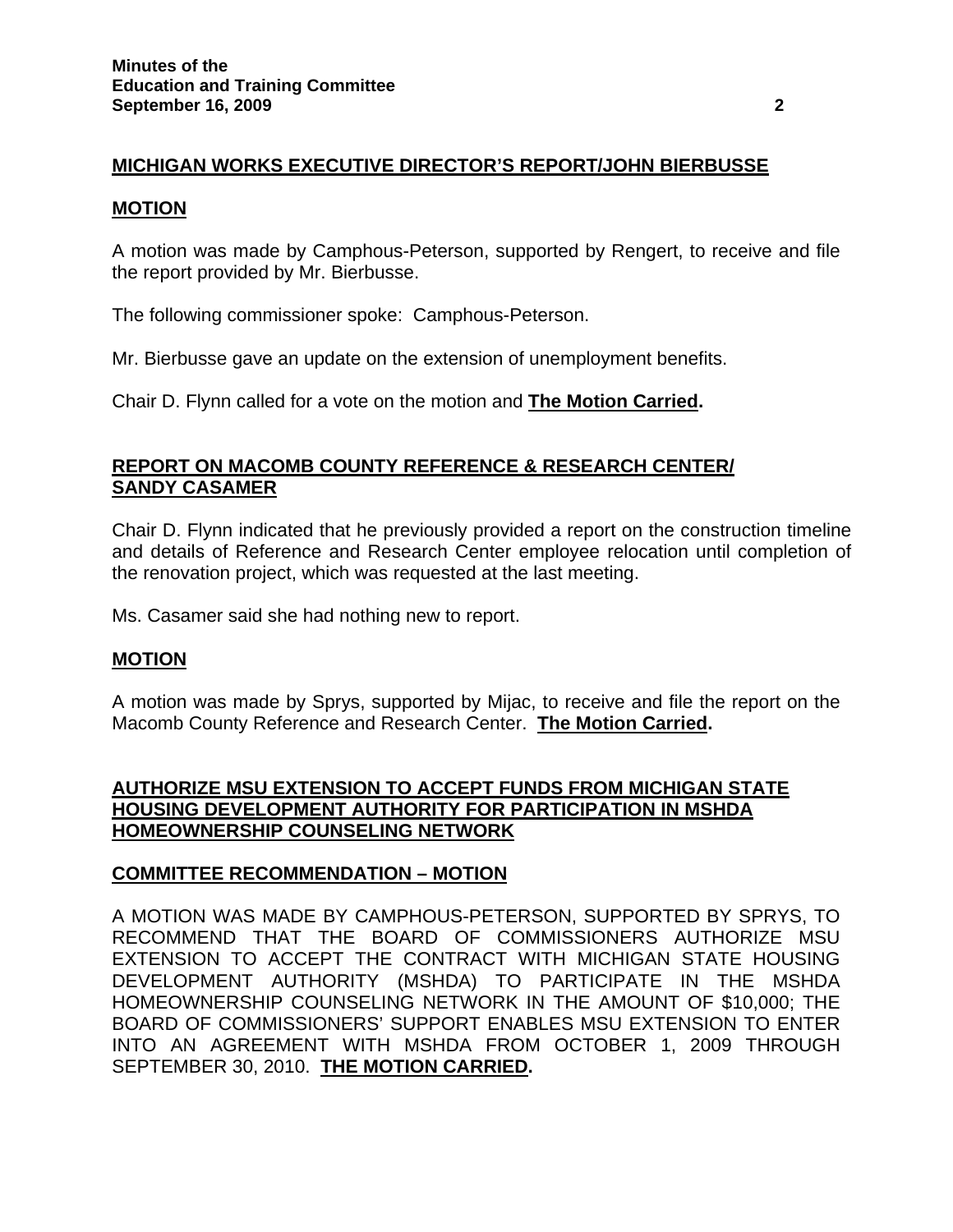## MICHIGAN WORKS EXECUTIVE DIRECTOR'S REPORT/JOHN BIERBUSSE

### MOTION

A motion was made by Camphous-Peterson, supported by Rengert, to receive and file the report provided by Mr. Bierbusse.

The following commissioner spoke: Camphous-Peterson.

Mr. Bierbusse gave an update on the extension of unemployment benefits.

Chair D. Flynn called for a vote on the motion and **The Motion Carried.**

## REPORT ON MACOMB COUNTY REFERENCE & RESEARCH CENTER/ SANDY CASAMER

Chair D. Flynn indicated that he previously provided a report on the construction timeline and details of Reference and Research Center employee relocation until completion of the renovation project, which was requested at the last meeting.

Ms. Casamer said she had nothing new to report.

### MOTION

A motion was made by Sprys, supported by Mijac, to receive and file the report on the Macomb County Reference and Research Center. **The Motion Carried.**

## AUTHORIZE MSU EXTENSION TO ACCEPT FUNDS FROM MICHIGAN STATE HOUSING DEVELOPMENT AUTHORITY FOR PARTICIPATION IN MSHDA HOMEOWNERSHIP COUNSELING NETWORK

### COMMITTEE RECOMMENDATION – MOTION

A MOTION WAS MADE BY CAMPHOUS-PETERSON, SUPPORTED BY SPRYS, TO RECOMMEND THAT THE BOARD OF COMMISSIONERS AUTHORIZE MSU EXTENSION TO ACCEPT THE CONTRACT WITH MICHIGAN STATE HOUSING DEVELOPMENT AUTHORITY (MSHDA) TO PARTICIPATE IN THE MSHDA HOMEOWNERSHIP COUNSELING NETWORK IN THE AMOUNT OF $10,000; THE BOARD OF COMMISSIONERS' SUPPORT ENABLES MSU EXTENSION TO ENTER INTO AN AGREEMENT WITH MSHDA FROM OCTOBER 1, 2009 THROUGH SEPTEMBER 30, 2010. **THE MOTION CARRIED.**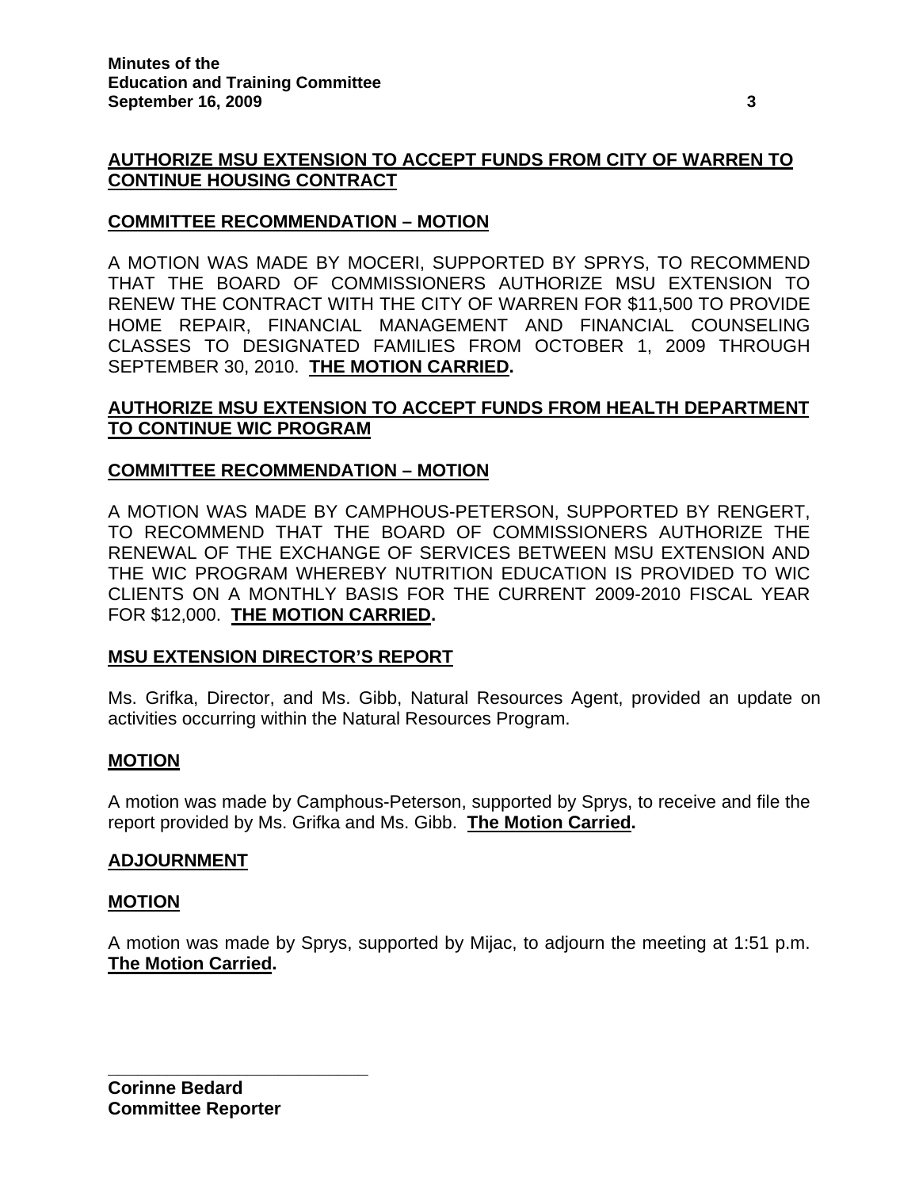**AUTHORIZE MSU EXTENSION TO ACCEPT FUNDS FROM CITY OF WARREN TO CONTINUE HOUSING CONTRACT**

**COMMITTEE RECOMMENDATION – MOTION**

A MOTION WAS MADE BY MOCERI, SUPPORTED BY SPRYS, TO RECOMMEND THAT THE BOARD OF COMMISSIONERS AUTHORIZE MSU EXTENSION TO RENEW THE CONTRACT WITH THE CITY OF WARREN FOR $11,500 TO PROVIDE HOME REPAIR, FINANCIAL MANAGEMENT AND FINANCIAL COUNSELING CLASSES TO DESIGNATED FAMILIES FROM OCTOBER 1, 2009 THROUGH SEPTEMBER 30, 2010. **THE MOTION CARRIED.**

**AUTHORIZE MSU EXTENSION TO ACCEPT FUNDS FROM HEALTH DEPARTMENT TO CONTINUE WIC PROGRAM**

**COMMITTEE RECOMMENDATION – MOTION**

A MOTION WAS MADE BY CAMPHOUS-PETERSON, SUPPORTED BY RENGERT, TO RECOMMEND THAT THE BOARD OF COMMISSIONERS AUTHORIZE THE RENEWAL OF THE EXCHANGE OF SERVICES BETWEEN MSU EXTENSION AND THE WIC PROGRAM WHEREBY NUTRITION EDUCATION IS PROVIDED TO WIC CLIENTS ON A MONTHLY BASIS FOR THE CURRENT 2009-2010 FISCAL YEAR FOR $12,000. **THE MOTION CARRIED.**

**MSU EXTENSION DIRECTOR'S REPORT**

Ms. Grifka, Director, and Ms. Gibb, Natural Resources Agent, provided an update on activities occurring within the Natural Resources Program.

**MOTION**

A motion was made by Camphous-Peterson, supported by Sprys, to receive and file the report provided by Ms. Grifka and Ms. Gibb. **The Motion Carried.**

**ADJOURNMENT**

**MOTION**

A motion was made by Sprys, supported by Mijac, to adjourn the meeting at 1:51 p.m. **The Motion Carried.**

___________________________

**Corinne Bedard**
**Committee Reporter**